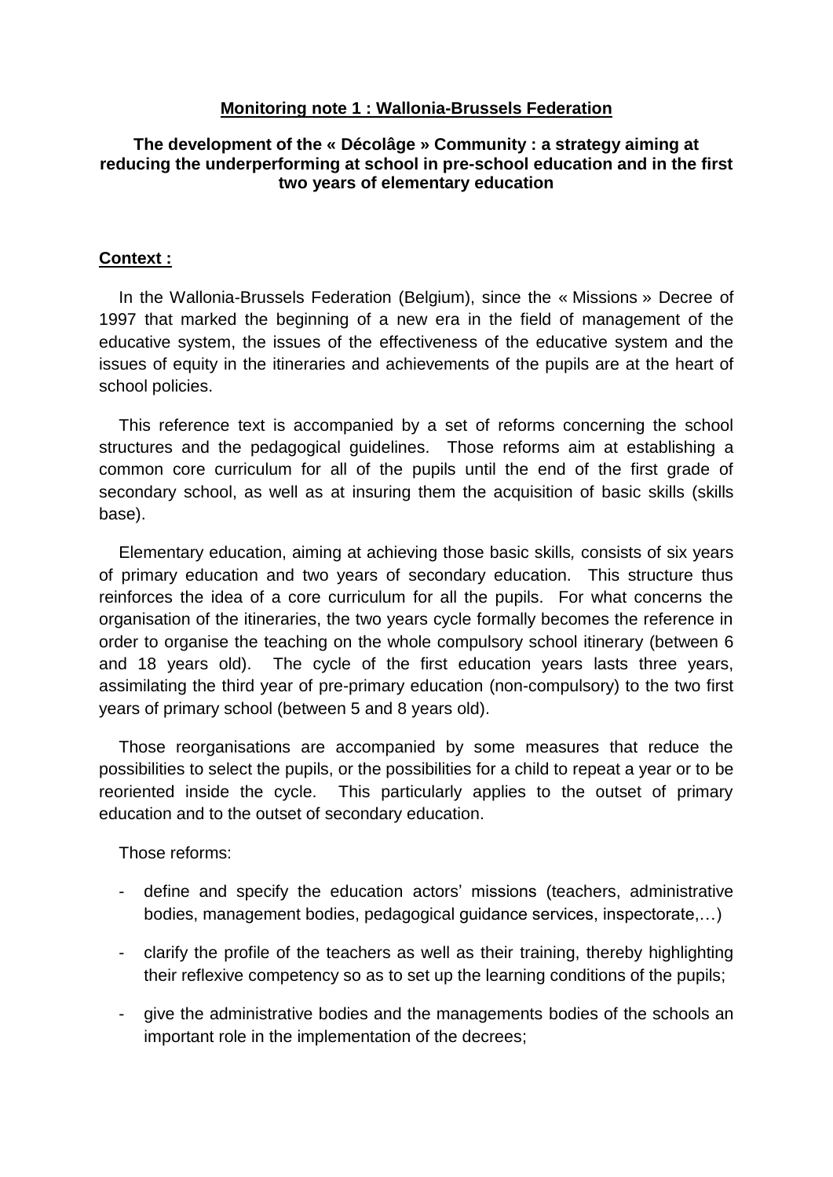**Monitoring note 1 : Wallonia-Brussels Federation**

**The development of the « Décolâge » Community : a strategy aiming at reducing the underperforming at school in pre-school education and in the first two years of elementary education**

**Context :**

In the Wallonia-Brussels Federation (Belgium), since the « Missions » Decree of 1997 that marked the beginning of a new era in the field of management of the educative system, the issues of the effectiveness of the educative system and the issues of equity in the itineraries and achievements of the pupils are at the heart of school policies.

This reference text is accompanied by a set of reforms concerning the school structures and the pedagogical guidelines. Those reforms aim at establishing a common core curriculum for all of the pupils until the end of the first grade of secondary school, as well as at insuring them the acquisition of basic skills (skills base).

Elementary education, aiming at achieving those basic skills*,* consists of six years of primary education and two years of secondary education. This structure thus reinforces the idea of a core curriculum for all the pupils. For what concerns the organisation of the itineraries, the two years cycle formally becomes the reference in order to organise the teaching on the whole compulsory school itinerary (between 6 and 18 years old). The cycle of the first education years lasts three years, assimilating the third year of pre-primary education (non-compulsory) to the two first years of primary school (between 5 and 8 years old).

Those reorganisations are accompanied by some measures that reduce the possibilities to select the pupils, or the possibilities for a child to repeat a year or to be reoriented inside the cycle. This particularly applies to the outset of primary education and to the outset of secondary education.

Those reforms:

- define and specify the education actors' missions (teachers, administrative bodies, management bodies, pedagogical guidance services, inspectorate,…)
- clarify the profile of the teachers as well as their training, thereby highlighting their reflexive competency so as to set up the learning conditions of the pupils;
- give the administrative bodies and the managements bodies of the schools an important role in the implementation of the decrees;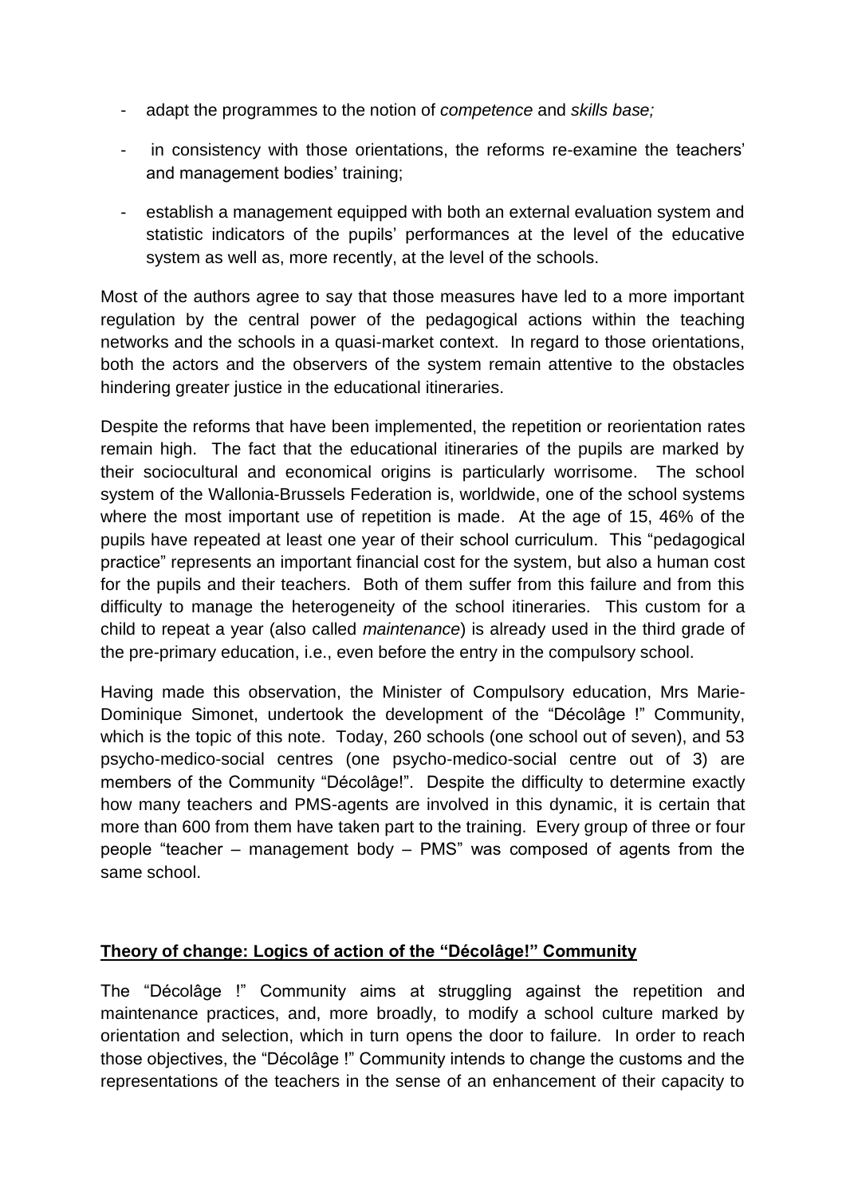- adapt the programmes to the notion of *competence* and *skills base;*
- in consistency with those orientations, the reforms re-examine the teachers' and management bodies' training;
- establish a management equipped with both an external evaluation system and statistic indicators of the pupils' performances at the level of the educative system as well as, more recently, at the level of the schools.

Most of the authors agree to say that those measures have led to a more important regulation by the central power of the pedagogical actions within the teaching networks and the schools in a quasi-market context. In regard to those orientations, both the actors and the observers of the system remain attentive to the obstacles hindering greater justice in the educational itineraries.

Despite the reforms that have been implemented, the repetition or reorientation rates remain high. The fact that the educational itineraries of the pupils are marked by their sociocultural and economical origins is particularly worrisome. The school system of the Wallonia-Brussels Federation is, worldwide, one of the school systems where the most important use of repetition is made. At the age of 15, 46% of the pupils have repeated at least one year of their school curriculum. This "pedagogical practice" represents an important financial cost for the system, but also a human cost for the pupils and their teachers. Both of them suffer from this failure and from this difficulty to manage the heterogeneity of the school itineraries. This custom for a child to repeat a year (also called *maintenance*) is already used in the third grade of the pre-primary education, i.e., even before the entry in the compulsory school.

Having made this observation, the Minister of Compulsory education, Mrs Marie-Dominique Simonet, undertook the development of the "Décolâge !" Community, which is the topic of this note. Today, 260 schools (one school out of seven), and 53 psycho-medico-social centres (one psycho-medico-social centre out of 3) are members of the Community "Décolâge!". Despite the difficulty to determine exactly how many teachers and PMS-agents are involved in this dynamic, it is certain that more than 600 from them have taken part to the training. Every group of three or four people "teacher – management body – PMS" was composed of agents from the same school.

## **Theory of change: Logics of action of the "Décolâge!" Community**

The "Décolâge !" Community aims at struggling against the repetition and maintenance practices, and, more broadly, to modify a school culture marked by orientation and selection, which in turn opens the door to failure. In order to reach those objectives, the "Décolâge !" Community intends to change the customs and the representations of the teachers in the sense of an enhancement of their capacity to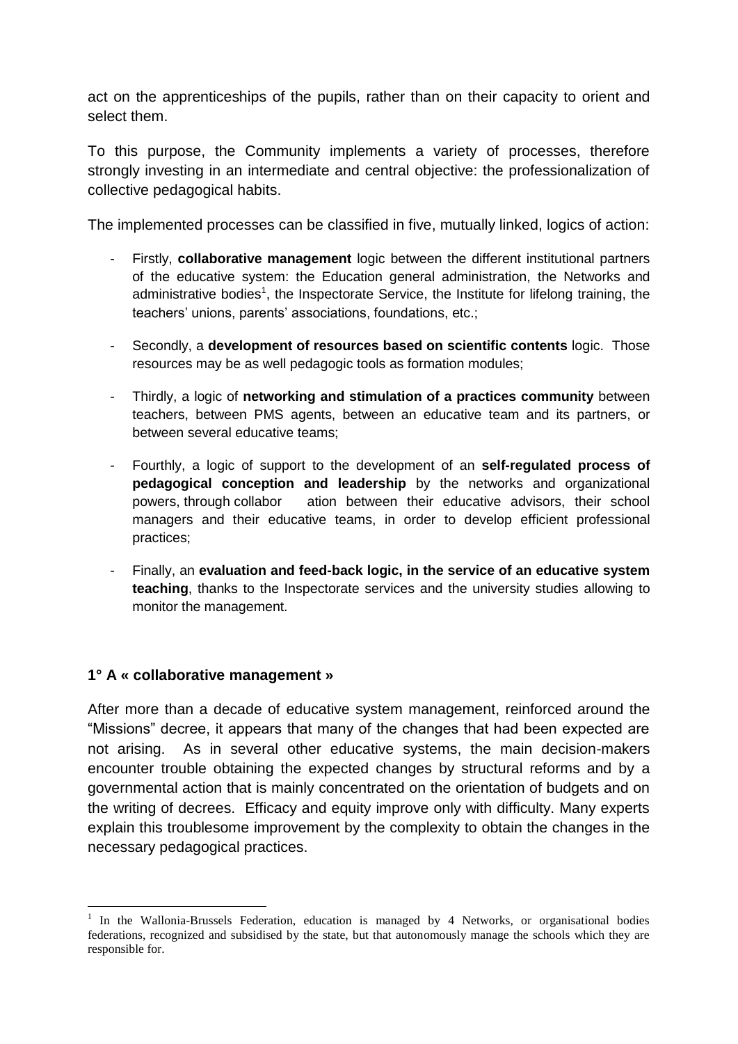act on the apprenticeships of the pupils, rather than on their capacity to orient and select them.

To this purpose, the Community implements a variety of processes, therefore strongly investing in an intermediate and central objective: the professionalization of collective pedagogical habits.

The implemented processes can be classified in five, mutually linked, logics of action:

- Firstly, **collaborative management** logic between the different institutional partners of the educative system: the Education general administration, the Networks and administrative bodies[1], the Inspectorate Service, the Institute for lifelong training, the teachers' unions, parents' associations, foundations, etc.;
- Secondly, a **development of resources based on scientific contents** logic. Those resources may be as well pedagogic tools as formation modules;
- Thirdly, a logic of **networking and stimulation of a practices community** between teachers, between PMS agents, between an educative team and its partners, or between several educative teams;
- Fourthly, a logic of support to the development of an **self-regulated process of pedagogical conception and leadership** by the networks and organizational powers, through collaboration between their educative advisors, their school managers and their educative teams, in order to develop efficient professional practices;
- Finally, an **evaluation and feed-back logic, in the service of an educative system teaching**, thanks to the Inspectorate services and the university studies allowing to monitor the management.

### 1° A « collaborative management »

After more than a decade of educative system management, reinforced around the "Missions" decree, it appears that many of the changes that had been expected are not arising. As in several other educative systems, the main decision-makers encounter trouble obtaining the expected changes by structural reforms and by a governmental action that is mainly concentrated on the orientation of budgets and on the writing of decrees. Efficacy and equity improve only with difficulty. Many experts explain this troublesome improvement by the complexity to obtain the changes in the necessary pedagogical practices.

[1] In the Wallonia-Brussels Federation, education is managed by 4 Networks, or organisational bodies federations, recognized and subsidised by the state, but that autonomously manage the schools which they are responsible for.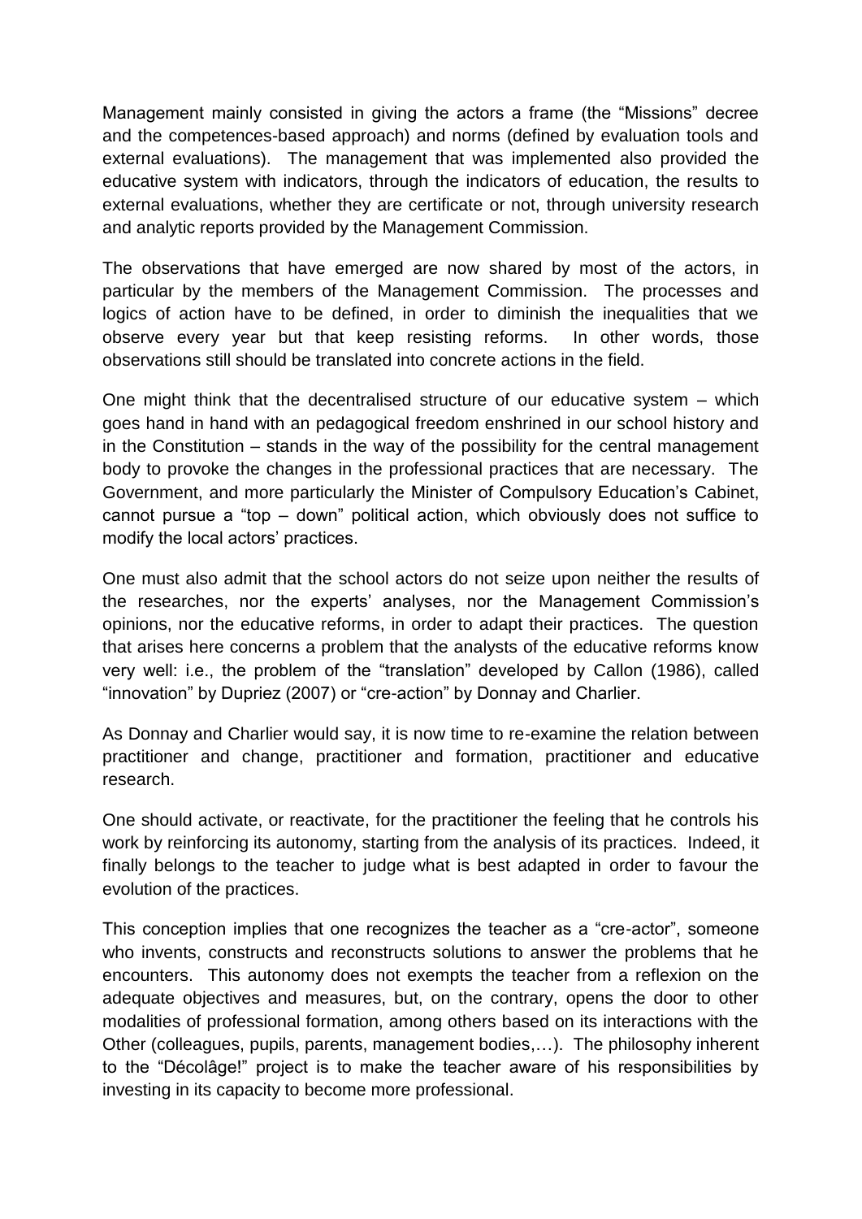Management mainly consisted in giving the actors a frame (the "Missions" decree and the competences-based approach) and norms (defined by evaluation tools and external evaluations). The management that was implemented also provided the educative system with indicators, through the indicators of education, the results to external evaluations, whether they are certificate or not, through university research and analytic reports provided by the Management Commission.

The observations that have emerged are now shared by most of the actors, in particular by the members of the Management Commission. The processes and logics of action have to be defined, in order to diminish the inequalities that we observe every year but that keep resisting reforms. In other words, those observations still should be translated into concrete actions in the field.

One might think that the decentralised structure of our educative system – which goes hand in hand with an pedagogical freedom enshrined in our school history and in the Constitution – stands in the way of the possibility for the central management body to provoke the changes in the professional practices that are necessary. The Government, and more particularly the Minister of Compulsory Education's Cabinet, cannot pursue a "top – down" political action, which obviously does not suffice to modify the local actors' practices.

One must also admit that the school actors do not seize upon neither the results of the researches, nor the experts' analyses, nor the Management Commission's opinions, nor the educative reforms, in order to adapt their practices. The question that arises here concerns a problem that the analysts of the educative reforms know very well: i.e., the problem of the "translation" developed by Callon (1986), called "innovation" by Dupriez (2007) or "cre-action" by Donnay and Charlier.

As Donnay and Charlier would say, it is now time to re-examine the relation between practitioner and change, practitioner and formation, practitioner and educative research.

One should activate, or reactivate, for the practitioner the feeling that he controls his work by reinforcing its autonomy, starting from the analysis of its practices. Indeed, it finally belongs to the teacher to judge what is best adapted in order to favour the evolution of the practices.

This conception implies that one recognizes the teacher as a "cre-actor", someone who invents, constructs and reconstructs solutions to answer the problems that he encounters. This autonomy does not exempts the teacher from a reflexion on the adequate objectives and measures, but, on the contrary, opens the door to other modalities of professional formation, among others based on its interactions with the Other (colleagues, pupils, parents, management bodies,…). The philosophy inherent to the "Décolâge!" project is to make the teacher aware of his responsibilities by investing in its capacity to become more professional.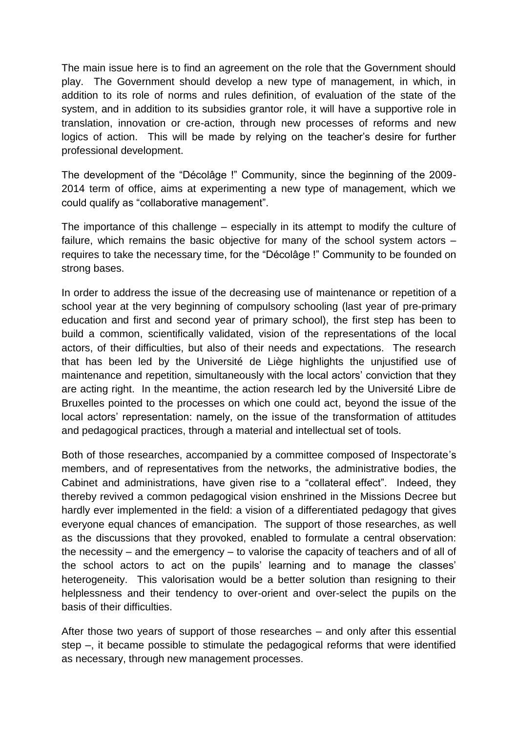The main issue here is to find an agreement on the role that the Government should play. The Government should develop a new type of management, in which, in addition to its role of norms and rules definition, of evaluation of the state of the system, and in addition to its subsidies grantor role, it will have a supportive role in translation, innovation or cre-action, through new processes of reforms and new logics of action. This will be made by relying on the teacher's desire for further professional development.

The development of the "Décolâge !" Community, since the beginning of the 2009-2014 term of office, aims at experimenting a new type of management, which we could qualify as "collaborative management".

The importance of this challenge – especially in its attempt to modify the culture of failure, which remains the basic objective for many of the school system actors – requires to take the necessary time, for the "Décolâge !" Community to be founded on strong bases.

In order to address the issue of the decreasing use of maintenance or repetition of a school year at the very beginning of compulsory schooling (last year of pre-primary education and first and second year of primary school), the first step has been to build a common, scientifically validated, vision of the representations of the local actors, of their difficulties, but also of their needs and expectations. The research that has been led by the Université de Liège highlights the unjustified use of maintenance and repetition, simultaneously with the local actors' conviction that they are acting right. In the meantime, the action research led by the Université Libre de Bruxelles pointed to the processes on which one could act, beyond the issue of the local actors' representation: namely, on the issue of the transformation of attitudes and pedagogical practices, through a material and intellectual set of tools.

Both of those researches, accompanied by a committee composed of Inspectorate's members, and of representatives from the networks, the administrative bodies, the Cabinet and administrations, have given rise to a "collateral effect". Indeed, they thereby revived a common pedagogical vision enshrined in the Missions Decree but hardly ever implemented in the field: a vision of a differentiated pedagogy that gives everyone equal chances of emancipation. The support of those researches, as well as the discussions that they provoked, enabled to formulate a central observation: the necessity – and the emergency – to valorise the capacity of teachers and of all of the school actors to act on the pupils' learning and to manage the classes' heterogeneity. This valorisation would be a better solution than resigning to their helplessness and their tendency to over-orient and over-select the pupils on the basis of their difficulties.

After those two years of support of those researches – and only after this essential step –, it became possible to stimulate the pedagogical reforms that were identified as necessary, through new management processes.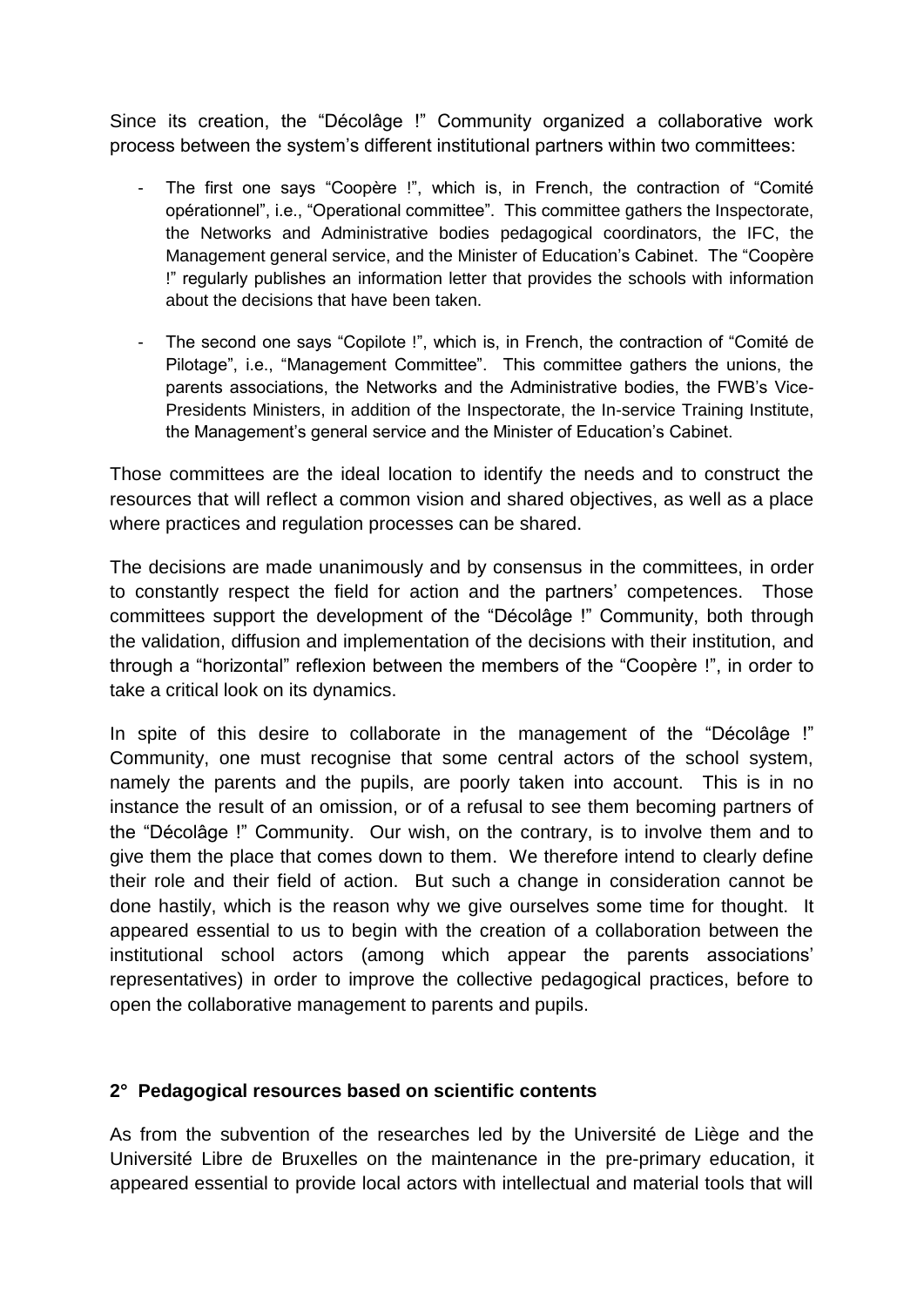Since its creation, the "Décolâge !" Community organized a collaborative work process between the system's different institutional partners within two committees:

- The first one says "Coopère !", which is, in French, the contraction of "Comité opérationnel", i.e., "Operational committee". This committee gathers the Inspectorate, the Networks and Administrative bodies pedagogical coordinators, the IFC, the Management general service, and the Minister of Education's Cabinet. The "Coopère !" regularly publishes an information letter that provides the schools with information about the decisions that have been taken.

- The second one says "Copilote !", which is, in French, the contraction of "Comité de Pilotage", i.e., "Management Committee". This committee gathers the unions, the parents associations, the Networks and the Administrative bodies, the FWB's Vice-Presidents Ministers, in addition of the Inspectorate, the In-service Training Institute, the Management's general service and the Minister of Education's Cabinet.

Those committees are the ideal location to identify the needs and to construct the resources that will reflect a common vision and shared objectives, as well as a place where practices and regulation processes can be shared.

The decisions are made unanimously and by consensus in the committees, in order to constantly respect the field for action and the partners' competences. Those committees support the development of the "Décolâge !" Community, both through the validation, diffusion and implementation of the decisions with their institution, and through a "horizontal" reflexion between the members of the "Coopère !", in order to take a critical look on its dynamics.

In spite of this desire to collaborate in the management of the "Décolâge !" Community, one must recognise that some central actors of the school system, namely the parents and the pupils, are poorly taken into account. This is in no instance the result of an omission, or of a refusal to see them becoming partners of the "Décolâge !" Community. Our wish, on the contrary, is to involve them and to give them the place that comes down to them. We therefore intend to clearly define their role and their field of action. But such a change in consideration cannot be done hastily, which is the reason why we give ourselves some time for thought. It appeared essential to us to begin with the creation of a collaboration between the institutional school actors (among which appear the parents associations' representatives) in order to improve the collective pedagogical practices, before to open the collaborative management to parents and pupils.

## 2° Pedagogical resources based on scientific contents

As from the subvention of the researches led by the Université de Liège and the Université Libre de Bruxelles on the maintenance in the pre-primary education, it appeared essential to provide local actors with intellectual and material tools that will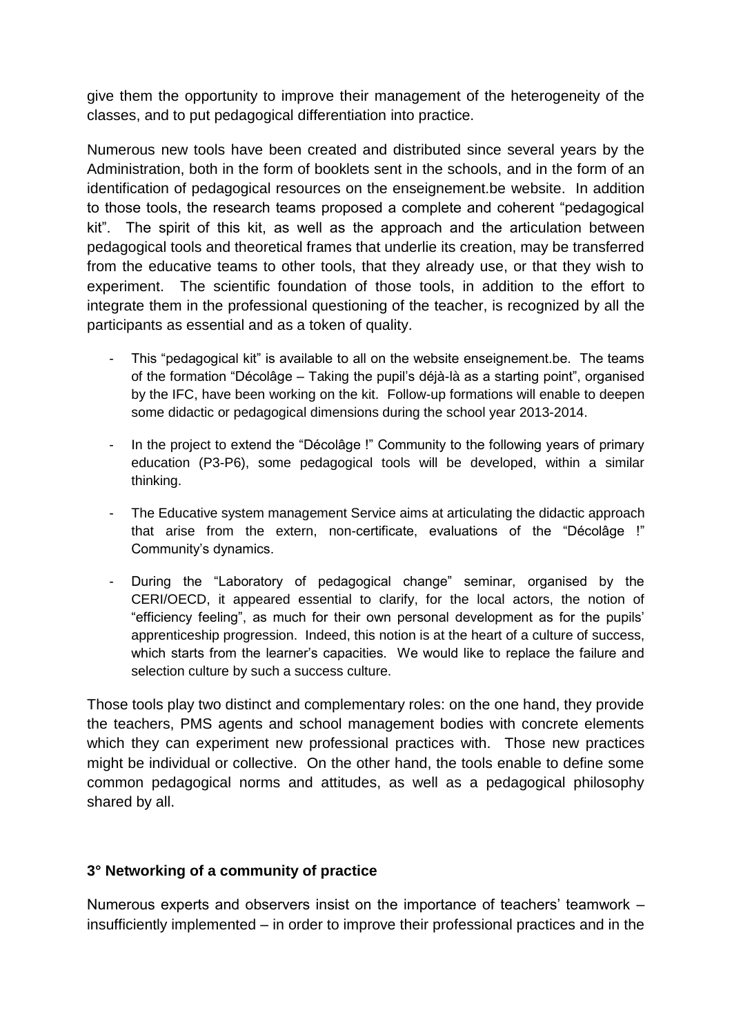give them the opportunity to improve their management of the heterogeneity of the classes, and to put pedagogical differentiation into practice.

Numerous new tools have been created and distributed since several years by the Administration, both in the form of booklets sent in the schools, and in the form of an identification of pedagogical resources on the enseignement.be website. In addition to those tools, the research teams proposed a complete and coherent "pedagogical kit". The spirit of this kit, as well as the approach and the articulation between pedagogical tools and theoretical frames that underlie its creation, may be transferred from the educative teams to other tools, that they already use, or that they wish to experiment. The scientific foundation of those tools, in addition to the effort to integrate them in the professional questioning of the teacher, is recognized by all the participants as essential and as a token of quality.

- This "pedagogical kit" is available to all on the website enseignement.be. The teams of the formation "Décolâge – Taking the pupil's déjà-là as a starting point", organised by the IFC, have been working on the kit. Follow-up formations will enable to deepen some didactic or pedagogical dimensions during the school year 2013-2014.
- In the project to extend the "Décolâge !" Community to the following years of primary education (P3-P6), some pedagogical tools will be developed, within a similar thinking.
- The Educative system management Service aims at articulating the didactic approach that arise from the extern, non-certificate, evaluations of the "Décolâge !" Community's dynamics.
- During the "Laboratory of pedagogical change" seminar, organised by the CERI/OECD, it appeared essential to clarify, for the local actors, the notion of "efficiency feeling", as much for their own personal development as for the pupils' apprenticeship progression. Indeed, this notion is at the heart of a culture of success, which starts from the learner's capacities. We would like to replace the failure and selection culture by such a success culture.

Those tools play two distinct and complementary roles: on the one hand, they provide the teachers, PMS agents and school management bodies with concrete elements which they can experiment new professional practices with. Those new practices might be individual or collective. On the other hand, the tools enable to define some common pedagogical norms and attitudes, as well as a pedagogical philosophy shared by all.

### 3° Networking of a community of practice

Numerous experts and observers insist on the importance of teachers' teamwork – insufficiently implemented – in order to improve their professional practices and in the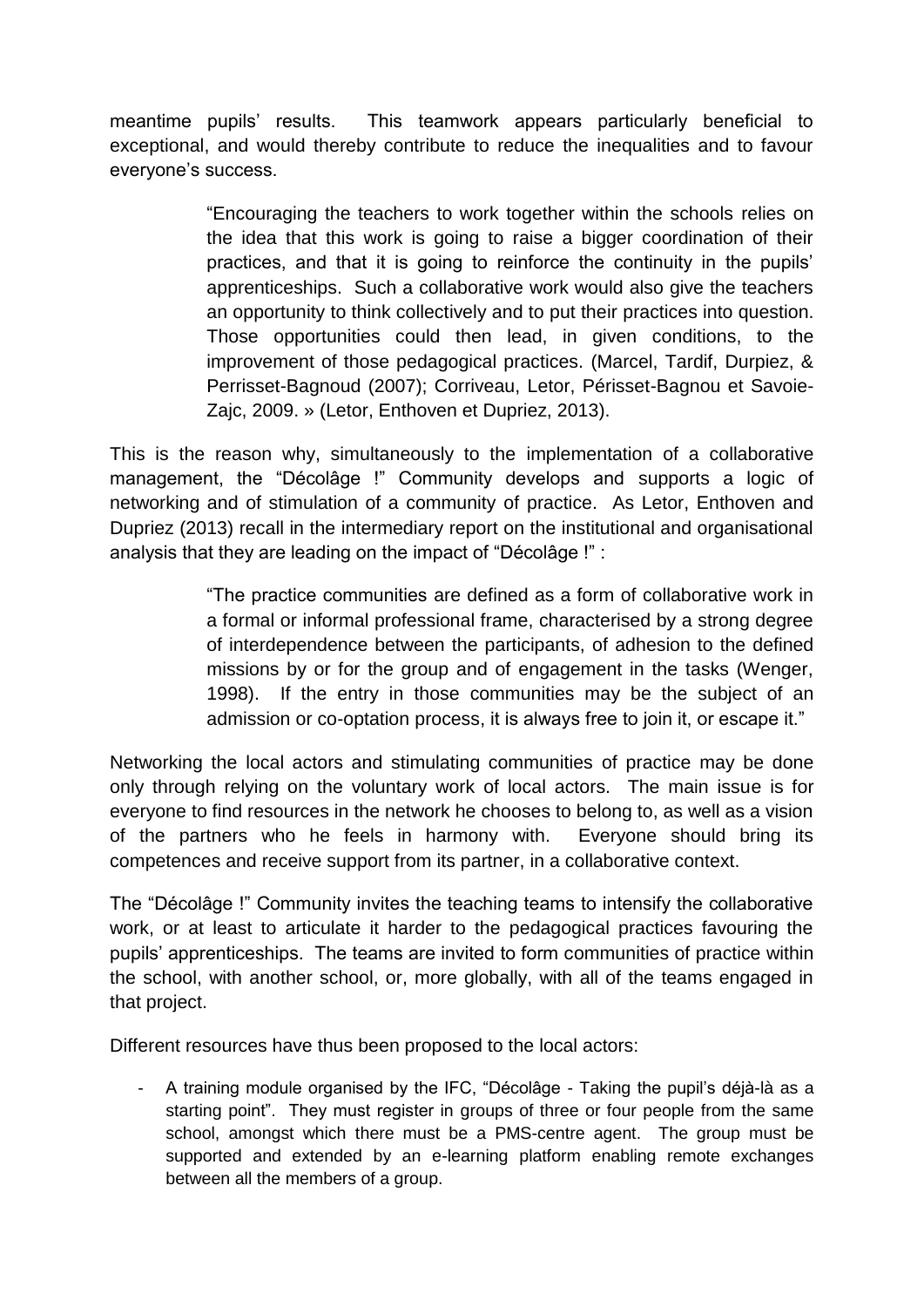meantime pupils' results. This teamwork appears particularly beneficial to exceptional, and would thereby contribute to reduce the inequalities and to favour everyone's success.

> "Encouraging the teachers to work together within the schools relies on the idea that this work is going to raise a bigger coordination of their practices, and that it is going to reinforce the continuity in the pupils' apprenticeships. Such a collaborative work would also give the teachers an opportunity to think collectively and to put their practices into question. Those opportunities could then lead, in given conditions, to the improvement of those pedagogical practices. (Marcel, Tardif, Durpiez, & Perrisset-Bagnoud (2007); Corriveau, Letor, Périsset-Bagnou et Savoie-Zajc, 2009. » (Letor, Enthoven et Dupriez, 2013).

This is the reason why, simultaneously to the implementation of a collaborative management, the "Décolâge !" Community develops and supports a logic of networking and of stimulation of a community of practice. As Letor, Enthoven and Dupriez (2013) recall in the intermediary report on the institutional and organisational analysis that they are leading on the impact of "Décolâge !" :

> "The practice communities are defined as a form of collaborative work in a formal or informal professional frame, characterised by a strong degree of interdependence between the participants, of adhesion to the defined missions by or for the group and of engagement in the tasks (Wenger, 1998). If the entry in those communities may be the subject of an admission or co-optation process, it is always free to join it, or escape it."

Networking the local actors and stimulating communities of practice may be done only through relying on the voluntary work of local actors. The main issue is for everyone to find resources in the network he chooses to belong to, as well as a vision of the partners who he feels in harmony with. Everyone should bring its competences and receive support from its partner, in a collaborative context.

The "Décolâge !" Community invites the teaching teams to intensify the collaborative work, or at least to articulate it harder to the pedagogical practices favouring the pupils' apprenticeships. The teams are invited to form communities of practice within the school, with another school, or, more globally, with all of the teams engaged in that project.

Different resources have thus been proposed to the local actors:

- A training module organised by the IFC, "Décolâge - Taking the pupil's déjà-là as a starting point". They must register in groups of three or four people from the same school, amongst which there must be a PMS-centre agent. The group must be supported and extended by an e-learning platform enabling remote exchanges between all the members of a group.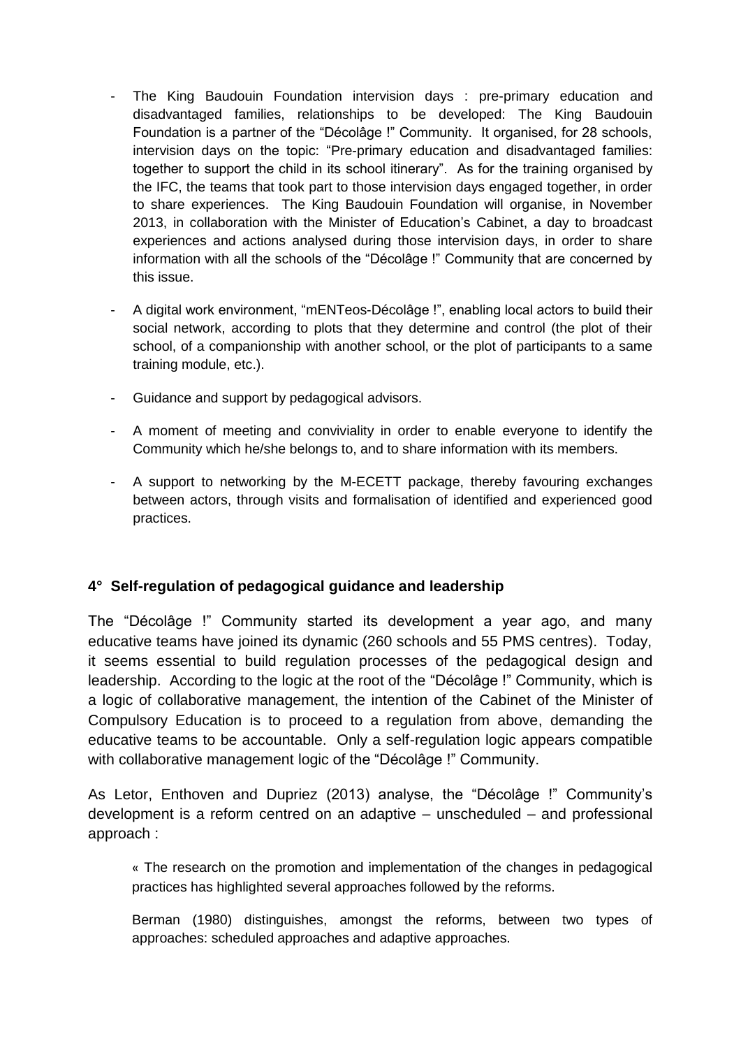- The King Baudouin Foundation intervision days : pre-primary education and disadvantaged families, relationships to be developed: The King Baudouin Foundation is a partner of the "Décolâge !" Community. It organised, for 28 schools, intervision days on the topic: "Pre-primary education and disadvantaged families: together to support the child in its school itinerary". As for the training organised by the IFC, the teams that took part to those intervision days engaged together, in order to share experiences. The King Baudouin Foundation will organise, in November 2013, in collaboration with the Minister of Education's Cabinet, a day to broadcast experiences and actions analysed during those intervision days, in order to share information with all the schools of the "Décolâge !" Community that are concerned by this issue.

- A digital work environment, "mENTeos-Décolâge !", enabling local actors to build their social network, according to plots that they determine and control (the plot of their school, of a companionship with another school, or the plot of participants to a same training module, etc.).

- Guidance and support by pedagogical advisors.

- A moment of meeting and conviviality in order to enable everyone to identify the Community which he/she belongs to, and to share information with its members.

- A support to networking by the M-ECETT package, thereby favouring exchanges between actors, through visits and formalisation of identified and experienced good practices.

### 4° Self-regulation of pedagogical guidance and leadership

The "Décolâge !" Community started its development a year ago, and many educative teams have joined its dynamic (260 schools and 55 PMS centres). Today, it seems essential to build regulation processes of the pedagogical design and leadership. According to the logic at the root of the "Décolâge !" Community, which is a logic of collaborative management, the intention of the Cabinet of the Minister of Compulsory Education is to proceed to a regulation from above, demanding the educative teams to be accountable. Only a self-regulation logic appears compatible with collaborative management logic of the "Décolâge !" Community.

As Letor, Enthoven and Dupriez (2013) analyse, the "Décolâge !" Community's development is a reform centred on an adaptive – unscheduled – and professional approach :

> « The research on the promotion and implementation of the changes in pedagogical practices has highlighted several approaches followed by the reforms.
>
> Berman (1980) distinguishes, amongst the reforms, between two types of approaches: scheduled approaches and adaptive approaches.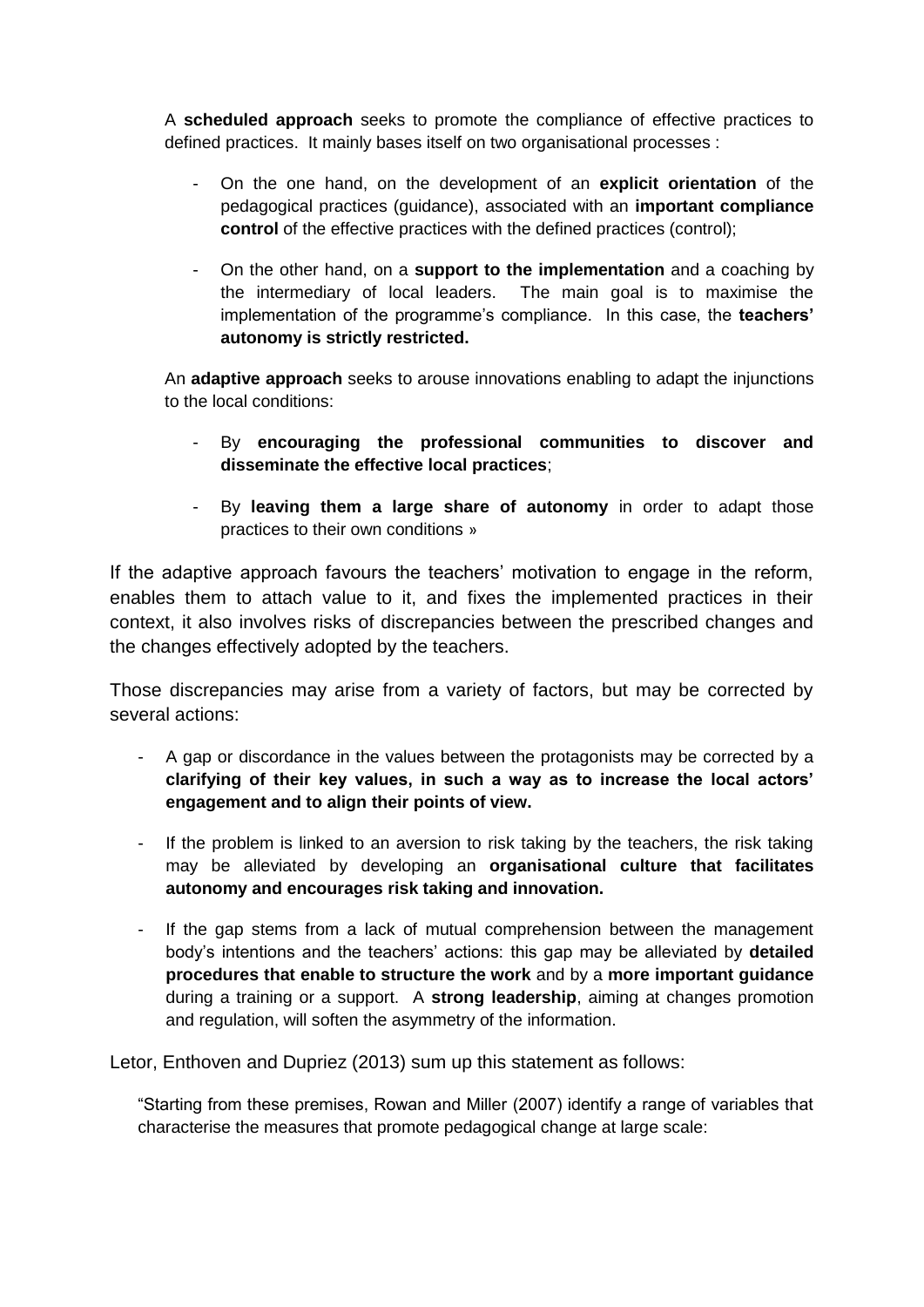A **scheduled approach** seeks to promote the compliance of effective practices to defined practices. It mainly bases itself on two organisational processes :

- On the one hand, on the development of an **explicit orientation** of the pedagogical practices (guidance), associated with an **important compliance control** of the effective practices with the defined practices (control);
- On the other hand, on a **support to the implementation** and a coaching by the intermediary of local leaders. The main goal is to maximise the implementation of the programme's compliance. In this case, the **teachers' autonomy is strictly restricted.**

An **adaptive approach** seeks to arouse innovations enabling to adapt the injunctions to the local conditions:

- By **encouraging the professional communities to discover and disseminate the effective local practices**;
- By **leaving them a large share of autonomy** in order to adapt those practices to their own conditions »

If the adaptive approach favours the teachers' motivation to engage in the reform, enables them to attach value to it, and fixes the implemented practices in their context, it also involves risks of discrepancies between the prescribed changes and the changes effectively adopted by the teachers.

Those discrepancies may arise from a variety of factors, but may be corrected by several actions:

- A gap or discordance in the values between the protagonists may be corrected by a **clarifying of their key values, in such a way as to increase the local actors' engagement and to align their points of view.**
- If the problem is linked to an aversion to risk taking by the teachers, the risk taking may be alleviated by developing an **organisational culture that facilitates autonomy and encourages risk taking and innovation.**
- If the gap stems from a lack of mutual comprehension between the management body's intentions and the teachers' actions: this gap may be alleviated by **detailed procedures that enable to structure the work** and by a **more important guidance** during a training or a support. A **strong leadership**, aiming at changes promotion and regulation, will soften the asymmetry of the information.

Letor, Enthoven and Dupriez (2013) sum up this statement as follows:

"Starting from these premises, Rowan and Miller (2007) identify a range of variables that characterise the measures that promote pedagogical change at large scale: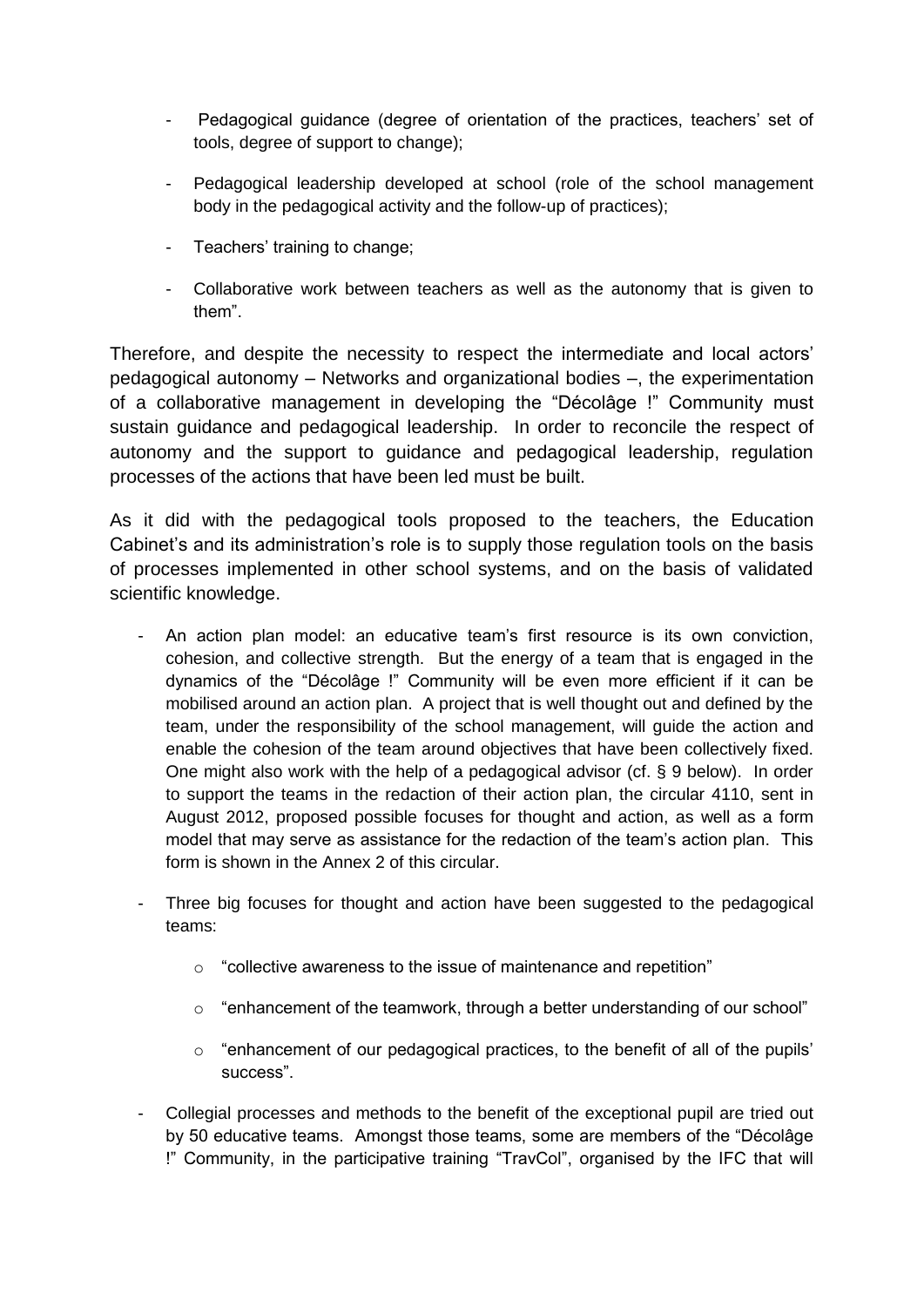- Pedagogical guidance (degree of orientation of the practices, teachers' set of tools, degree of support to change);
- Pedagogical leadership developed at school (role of the school management body in the pedagogical activity and the follow-up of practices);
- Teachers' training to change;
- Collaborative work between teachers as well as the autonomy that is given to them".

Therefore, and despite the necessity to respect the intermediate and local actors' pedagogical autonomy – Networks and organizational bodies –, the experimentation of a collaborative management in developing the "Décolâge !" Community must sustain guidance and pedagogical leadership. In order to reconcile the respect of autonomy and the support to guidance and pedagogical leadership, regulation processes of the actions that have been led must be built.

As it did with the pedagogical tools proposed to the teachers, the Education Cabinet's and its administration's role is to supply those regulation tools on the basis of processes implemented in other school systems, and on the basis of validated scientific knowledge.

- An action plan model: an educative team's first resource is its own conviction, cohesion, and collective strength. But the energy of a team that is engaged in the dynamics of the "Décolâge !" Community will be even more efficient if it can be mobilised around an action plan. A project that is well thought out and defined by the team, under the responsibility of the school management, will guide the action and enable the cohesion of the team around objectives that have been collectively fixed. One might also work with the help of a pedagogical advisor (cf. § 9 below). In order to support the teams in the redaction of their action plan, the circular 4110, sent in August 2012, proposed possible focuses for thought and action, as well as a form model that may serve as assistance for the redaction of the team's action plan. This form is shown in the Annex 2 of this circular.
- Three big focuses for thought and action have been suggested to the pedagogical teams:
  - "collective awareness to the issue of maintenance and repetition"
  - "enhancement of the teamwork, through a better understanding of our school"
  - "enhancement of our pedagogical practices, to the benefit of all of the pupils' success".
- Collegial processes and methods to the benefit of the exceptional pupil are tried out by 50 educative teams. Amongst those teams, some are members of the "Décolâge !" Community, in the participative training "TravCol", organised by the IFC that will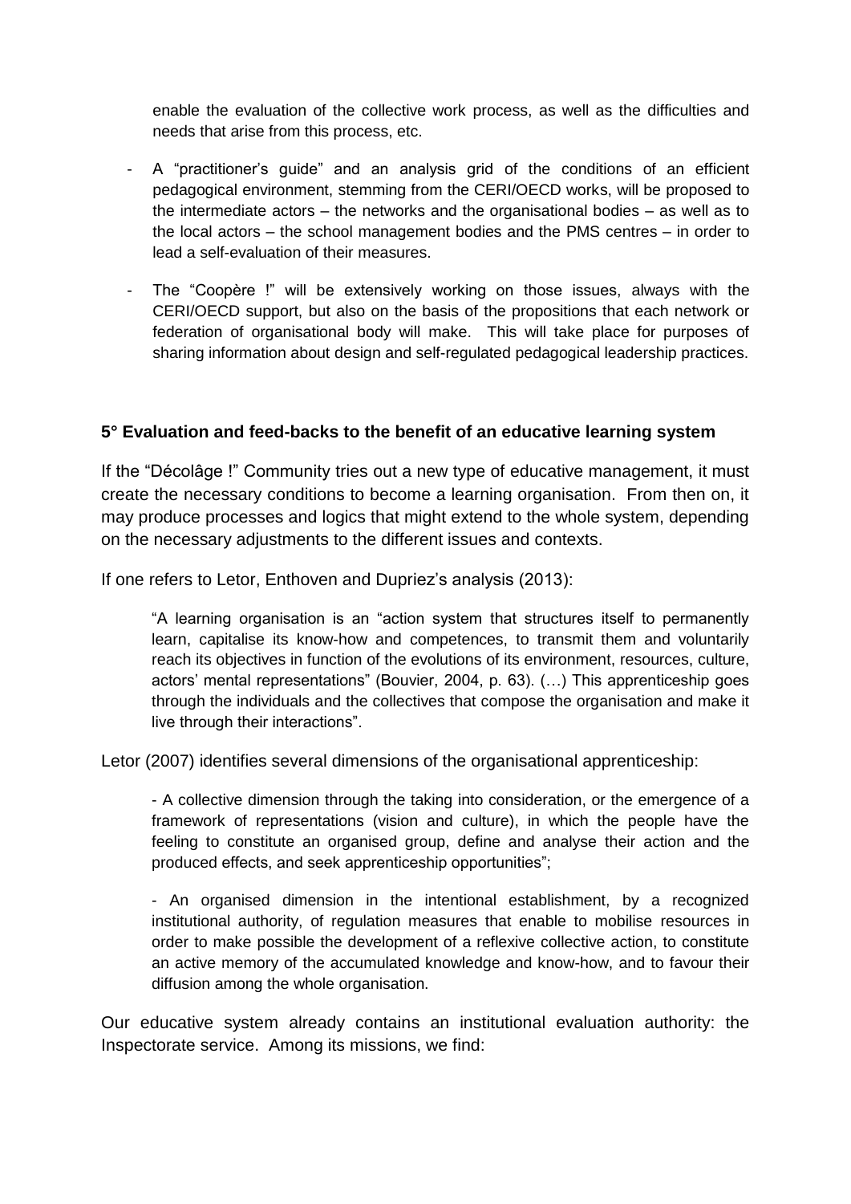enable the evaluation of the collective work process, as well as the difficulties and needs that arise from this process, etc.

- A "practitioner's guide" and an analysis grid of the conditions of an efficient pedagogical environment, stemming from the CERI/OECD works, will be proposed to the intermediate actors – the networks and the organisational bodies – as well as to the local actors – the school management bodies and the PMS centres – in order to lead a self-evaluation of their measures.
- The "Coopère !" will be extensively working on those issues, always with the CERI/OECD support, but also on the basis of the propositions that each network or federation of organisational body will make. This will take place for purposes of sharing information about design and self-regulated pedagogical leadership practices.

### 5° Evaluation and feed-backs to the benefit of an educative learning system

If the "Décolâge !" Community tries out a new type of educative management, it must create the necessary conditions to become a learning organisation. From then on, it may produce processes and logics that might extend to the whole system, depending on the necessary adjustments to the different issues and contexts.

If one refers to Letor, Enthoven and Dupriez's analysis (2013):

> "A learning organisation is an "action system that structures itself to permanently learn, capitalise its know-how and competences, to transmit them and voluntarily reach its objectives in function of the evolutions of its environment, resources, culture, actors' mental representations" (Bouvier, 2004, p. 63). (…) This apprenticeship goes through the individuals and the collectives that compose the organisation and make it live through their interactions".

Letor (2007) identifies several dimensions of the organisational apprenticeship:

> - A collective dimension through the taking into consideration, or the emergence of a framework of representations (vision and culture), in which the people have the feeling to constitute an organised group, define and analyse their action and the produced effects, and seek apprenticeship opportunities";
>
> - An organised dimension in the intentional establishment, by a recognized institutional authority, of regulation measures that enable to mobilise resources in order to make possible the development of a reflexive collective action, to constitute an active memory of the accumulated knowledge and know-how, and to favour their diffusion among the whole organisation.

Our educative system already contains an institutional evaluation authority: the Inspectorate service. Among its missions, we find: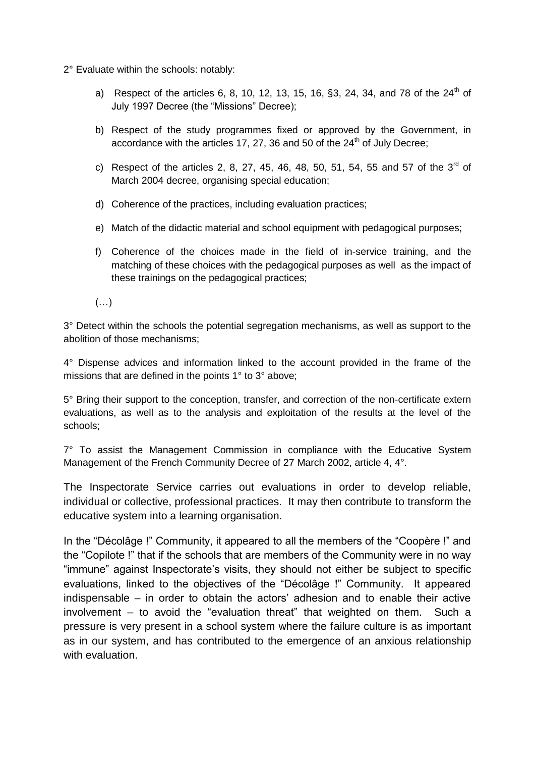2° Evaluate within the schools: notably:

a) Respect of the articles 6, 8, 10, 12, 13, 15, 16, §3, 24, 34, and 78 of the 24th of July 1997 Decree (the "Missions" Decree);

b) Respect of the study programmes fixed or approved by the Government, in accordance with the articles 17, 27, 36 and 50 of the 24th of July Decree;

c) Respect of the articles 2, 8, 27, 45, 46, 48, 50, 51, 54, 55 and 57 of the 3rd of March 2004 decree, organising special education;

d) Coherence of the practices, including evaluation practices;

e) Match of the didactic material and school equipment with pedagogical purposes;

f) Coherence of the choices made in the field of in-service training, and the matching of these choices with the pedagogical purposes as well as the impact of these trainings on the pedagogical practices;

(…)

3° Detect within the schools the potential segregation mechanisms, as well as support to the abolition of those mechanisms;

4° Dispense advices and information linked to the account provided in the frame of the missions that are defined in the points 1° to 3° above;

5° Bring their support to the conception, transfer, and correction of the non-certificate extern evaluations, as well as to the analysis and exploitation of the results at the level of the schools;

7° To assist the Management Commission in compliance with the Educative System Management of the French Community Decree of 27 March 2002, article 4, 4°.

The Inspectorate Service carries out evaluations in order to develop reliable, individual or collective, professional practices. It may then contribute to transform the educative system into a learning organisation.

In the "Décolâge !" Community, it appeared to all the members of the "Coopère !" and the "Copilote !" that if the schools that are members of the Community were in no way "immune" against Inspectorate's visits, they should not either be subject to specific evaluations, linked to the objectives of the "Décolâge !" Community. It appeared indispensable – in order to obtain the actors' adhesion and to enable their active involvement – to avoid the "evaluation threat" that weighted on them. Such a pressure is very present in a school system where the failure culture is as important as in our system, and has contributed to the emergence of an anxious relationship with evaluation.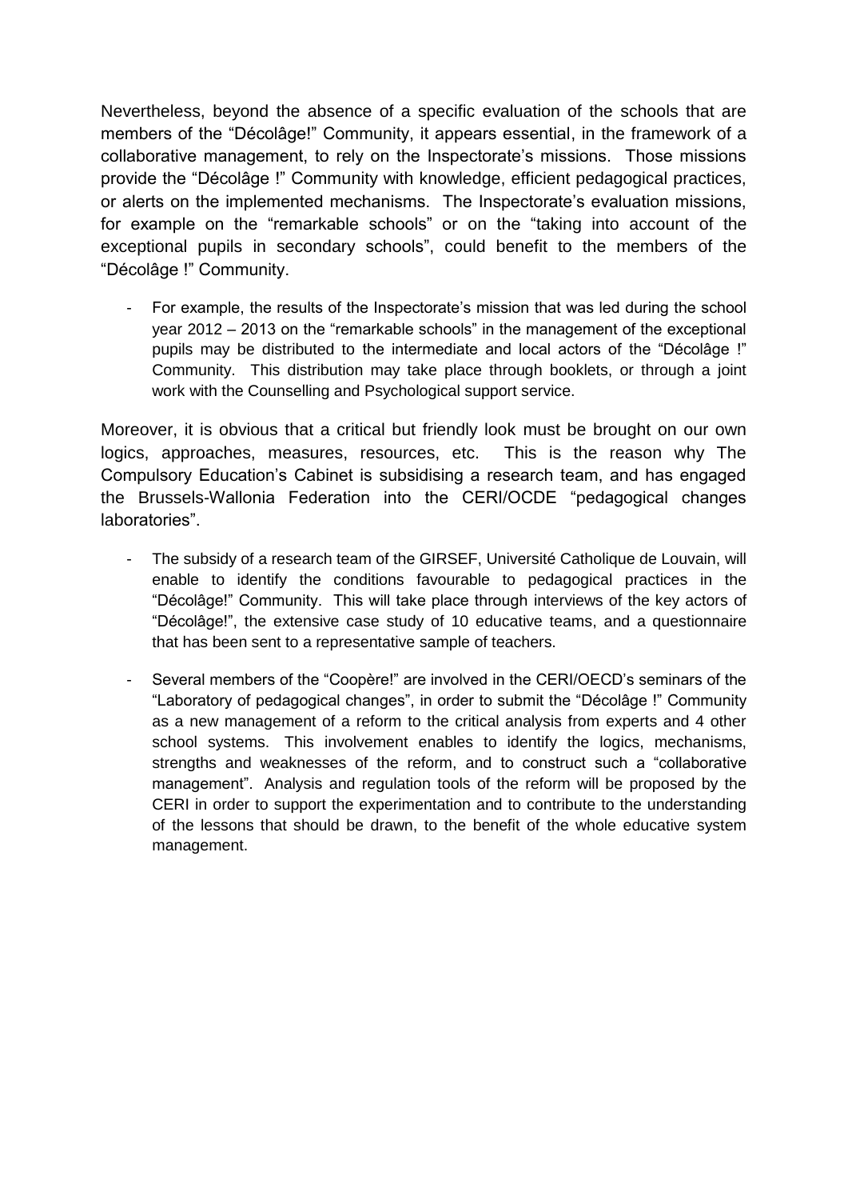Nevertheless, beyond the absence of a specific evaluation of the schools that are members of the “Décolâge!” Community, it appears essential, in the framework of a collaborative management, to rely on the Inspectorate’s missions. Those missions provide the “Décolâge !” Community with knowledge, efficient pedagogical practices, or alerts on the implemented mechanisms. The Inspectorate’s evaluation missions, for example on the “remarkable schools” or on the “taking into account of the exceptional pupils in secondary schools”, could benefit to the members of the “Décolâge !” Community.

- For example, the results of the Inspectorate’s mission that was led during the school year 2012 – 2013 on the “remarkable schools” in the management of the exceptional pupils may be distributed to the intermediate and local actors of the “Décolâge !” Community. This distribution may take place through booklets, or through a joint work with the Counselling and Psychological support service.

Moreover, it is obvious that a critical but friendly look must be brought on our own logics, approaches, measures, resources, etc. This is the reason why The Compulsory Education’s Cabinet is subsidising a research team, and has engaged the Brussels-Wallonia Federation into the CERI/OCDE “pedagogical changes laboratories”.

- The subsidy of a research team of the GIRSEF, Université Catholique de Louvain, will enable to identify the conditions favourable to pedagogical practices in the “Décolâge!” Community. This will take place through interviews of the key actors of “Décolâge!”, the extensive case study of 10 educative teams, and a questionnaire that has been sent to a representative sample of teachers.
- Several members of the “Coopère!” are involved in the CERI/OECD’s seminars of the “Laboratory of pedagogical changes”, in order to submit the “Décolâge !” Community as a new management of a reform to the critical analysis from experts and 4 other school systems. This involvement enables to identify the logics, mechanisms, strengths and weaknesses of the reform, and to construct such a “collaborative management”. Analysis and regulation tools of the reform will be proposed by the CERI in order to support the experimentation and to contribute to the understanding of the lessons that should be drawn, to the benefit of the whole educative system management.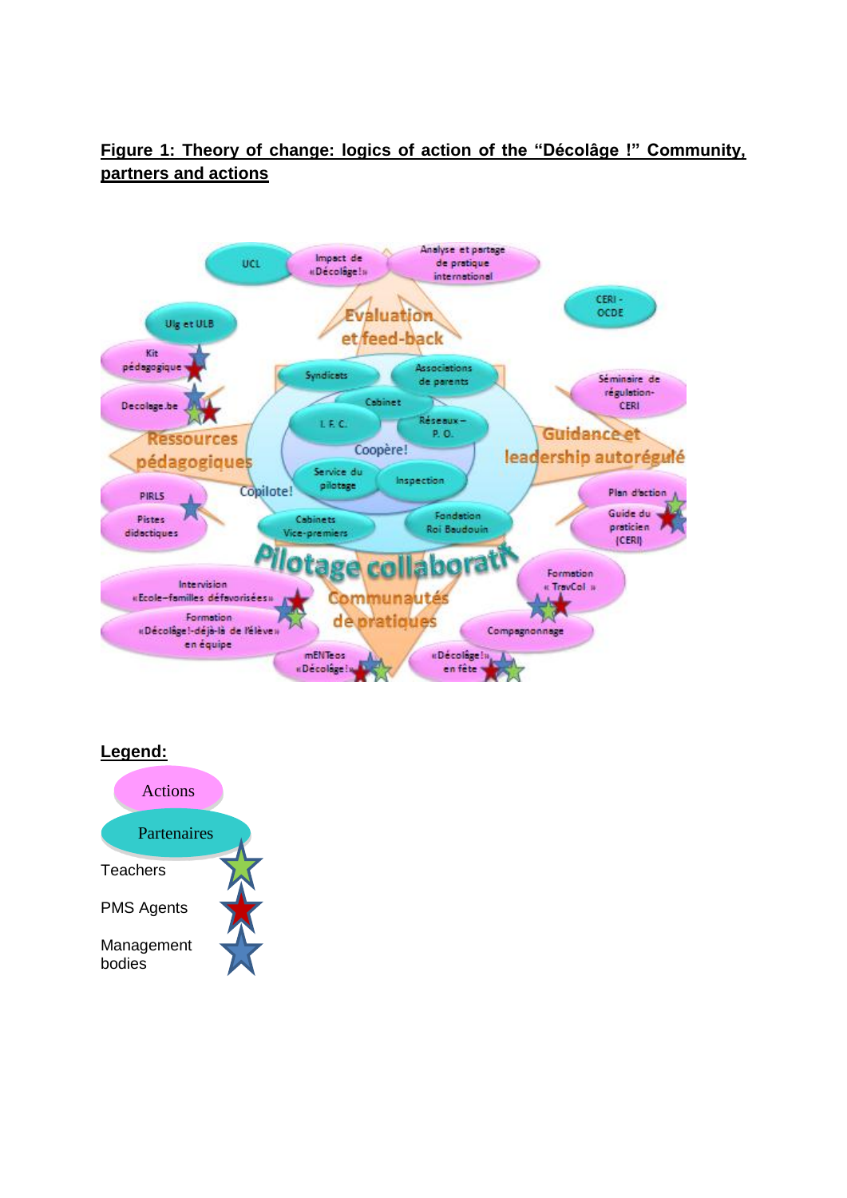**Figure 1: Theory of change: logics of action of the "Décolâge !" Community, partners and actions**

**Legend:**

Actions

Partenaires

Teachers

PMS Agents

Management bodies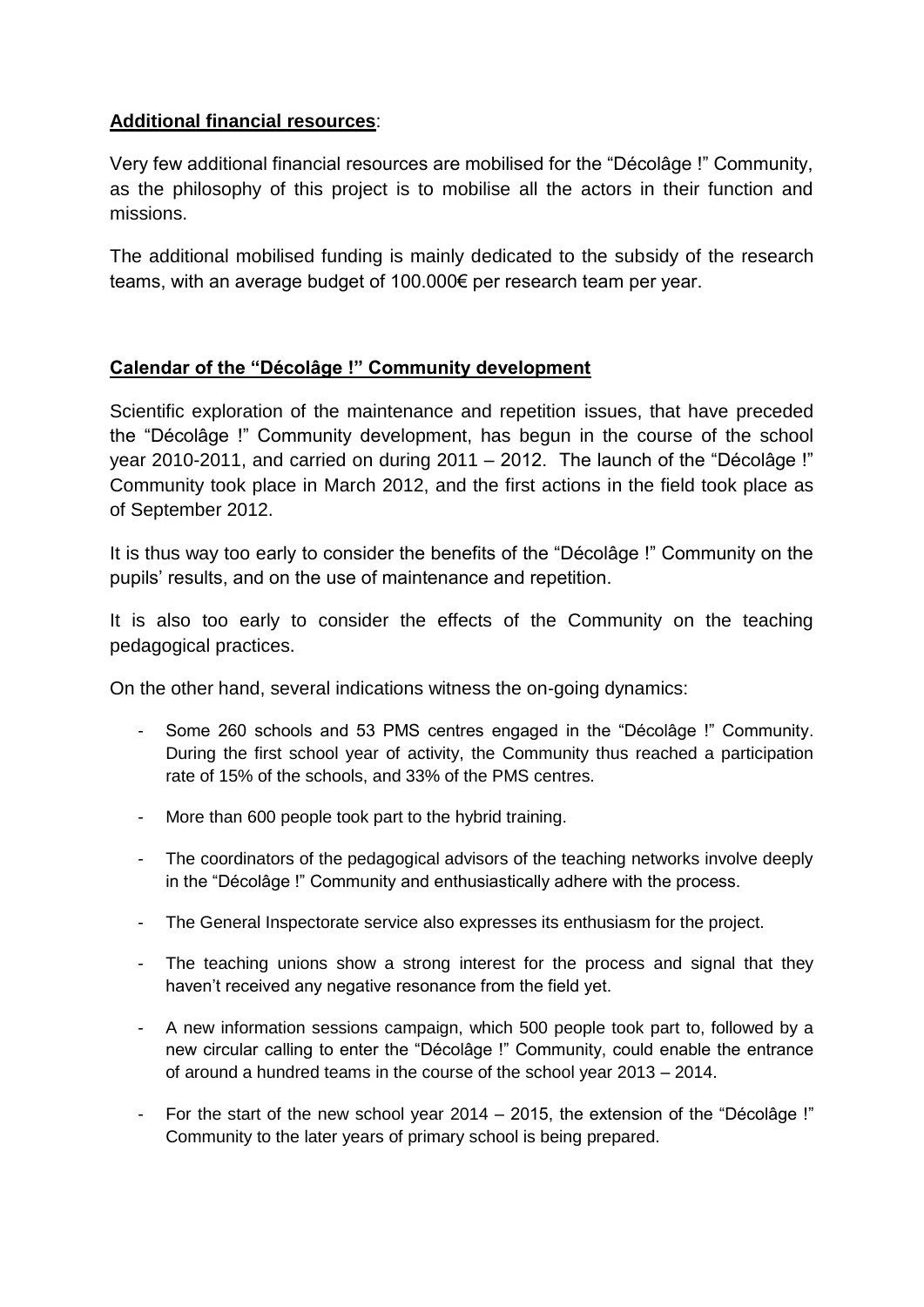**Additional financial resources**:

Very few additional financial resources are mobilised for the "Décolâge !" Community, as the philosophy of this project is to mobilise all the actors in their function and missions.

The additional mobilised funding is mainly dedicated to the subsidy of the research teams, with an average budget of 100.000€ per research team per year.

**Calendar of the "Décolâge !" Community development**

Scientific exploration of the maintenance and repetition issues, that have preceded the "Décolâge !" Community development, has begun in the course of the school year 2010-2011, and carried on during 2011 – 2012. The launch of the "Décolâge !" Community took place in March 2012, and the first actions in the field took place as of September 2012.

It is thus way too early to consider the benefits of the "Décolâge !" Community on the pupils' results, and on the use of maintenance and repetition.

It is also too early to consider the effects of the Community on the teaching pedagogical practices.

On the other hand, several indications witness the on-going dynamics:

- Some 260 schools and 53 PMS centres engaged in the "Décolâge !" Community. During the first school year of activity, the Community thus reached a participation rate of 15% of the schools, and 33% of the PMS centres.
- More than 600 people took part to the hybrid training.
- The coordinators of the pedagogical advisors of the teaching networks involve deeply in the "Décolâge !" Community and enthusiastically adhere with the process.
- The General Inspectorate service also expresses its enthusiasm for the project.
- The teaching unions show a strong interest for the process and signal that they haven't received any negative resonance from the field yet.
- A new information sessions campaign, which 500 people took part to, followed by a new circular calling to enter the "Décolâge !" Community, could enable the entrance of around a hundred teams in the course of the school year 2013 – 2014.
- For the start of the new school year 2014 – 2015, the extension of the "Décolâge !" Community to the later years of primary school is being prepared.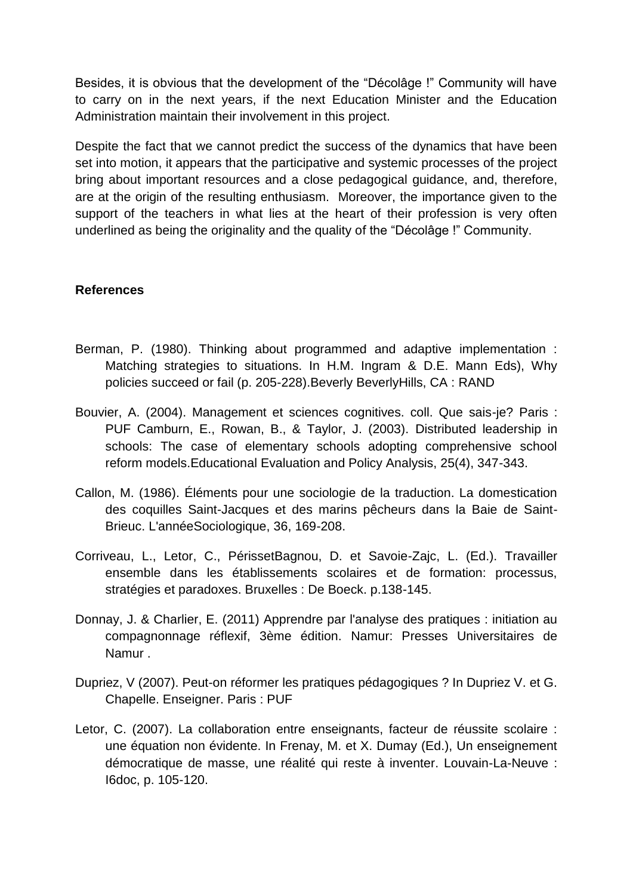Besides, it is obvious that the development of the "Décolâge !" Community will have to carry on in the next years, if the next Education Minister and the Education Administration maintain their involvement in this project.

Despite the fact that we cannot predict the success of the dynamics that have been set into motion, it appears that the participative and systemic processes of the project bring about important resources and a close pedagogical guidance, and, therefore, are at the origin of the resulting enthusiasm. Moreover, the importance given to the support of the teachers in what lies at the heart of their profession is very often underlined as being the originality and the quality of the "Décolâge !" Community.

**References**

Berman, P. (1980). Thinking about programmed and adaptive implementation : Matching strategies to situations. In H.M. Ingram & D.E. Mann Eds), Why policies succeed or fail (p. 205-228).Beverly BeverlyHills, CA : RAND

Bouvier, A. (2004). Management et sciences cognitives. coll. Que sais-je? Paris : PUF Camburn, E., Rowan, B., & Taylor, J. (2003). Distributed leadership in schools: The case of elementary schools adopting comprehensive school reform models.Educational Evaluation and Policy Analysis, 25(4), 347-343.

Callon, M. (1986). Éléments pour une sociologie de la traduction. La domestication des coquilles Saint-Jacques et des marins pêcheurs dans la Baie de Saint-Brieuc. L'annéeSociologique, 36, 169-208.

Corriveau, L., Letor, C., PérissetBagnou, D. et Savoie-Zajc, L. (Ed.). Travailler ensemble dans les établissements scolaires et de formation: processus, stratégies et paradoxes. Bruxelles : De Boeck. p.138-145.

Donnay, J. & Charlier, E. (2011) Apprendre par l'analyse des pratiques : initiation au compagnonnage réflexif, 3ème édition. Namur: Presses Universitaires de Namur .

Dupriez, V (2007). Peut-on réformer les pratiques pédagogiques ? In Dupriez V. et G. Chapelle. Enseigner. Paris : PUF

Letor, C. (2007). La collaboration entre enseignants, facteur de réussite scolaire : une équation non évidente. In Frenay, M. et X. Dumay (Ed.), Un enseignement démocratique de masse, une réalité qui reste à inventer. Louvain-La-Neuve : I6doc, p. 105-120.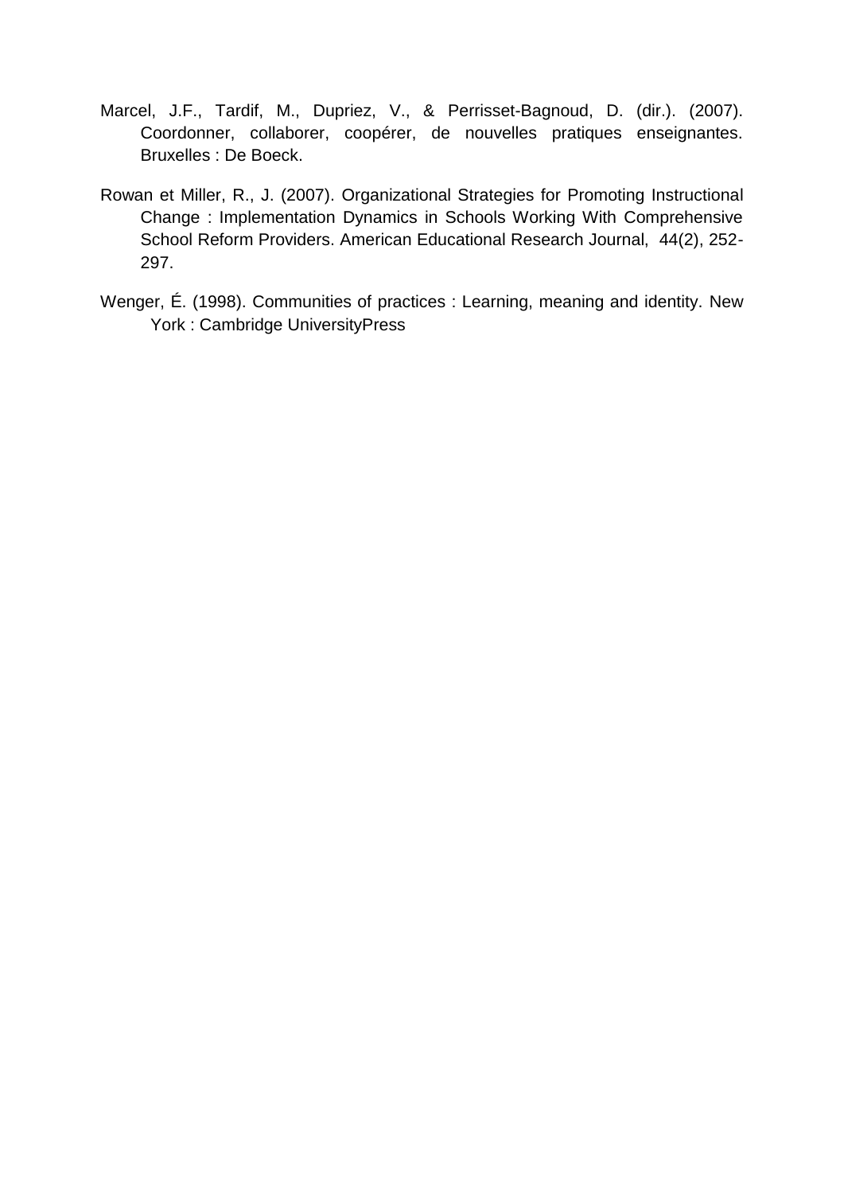Marcel, J.F., Tardif, M., Dupriez, V., & Perrisset-Bagnoud, D. (dir.). (2007). Coordonner, collaborer, coopérer, de nouvelles pratiques enseignantes. Bruxelles : De Boeck.

Rowan et Miller, R., J. (2007). Organizational Strategies for Promoting Instructional Change : Implementation Dynamics in Schools Working With Comprehensive School Reform Providers. American Educational Research Journal, 44(2), 252-297.

Wenger, É. (1998). Communities of practices : Learning, meaning and identity. New York : Cambridge UniversityPress